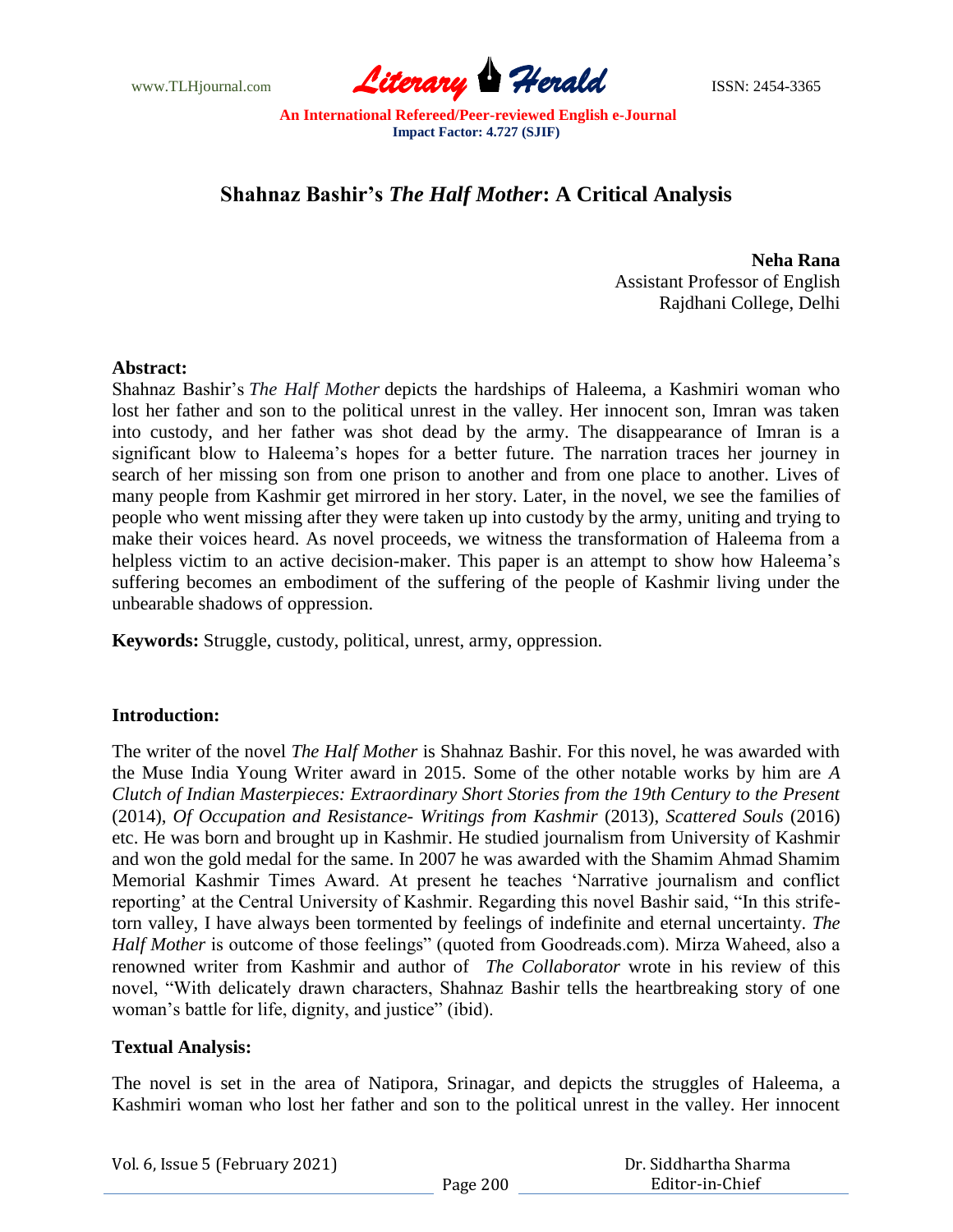# Shahnaz Bashir's *The Half Mother*: A Critical Analysis

**Neha Rana**
Assistant Professor of English
Rajdhani College, Delhi

**Abstract:**
Shahnaz Bashir's *The Half Mother* depicts the hardships of Haleema, a Kashmiri woman who lost her father and son to the political unrest in the valley. Her innocent son, Imran was taken into custody, and her father was shot dead by the army. The disappearance of Imran is a significant blow to Haleema's hopes for a better future. The narration traces her journey in search of her missing son from one prison to another and from one place to another. Lives of many people from Kashmir get mirrored in her story. Later, in the novel, we see the families of people who went missing after they were taken up into custody by the army, uniting and trying to make their voices heard. As novel proceeds, we witness the transformation of Haleema from a helpless victim to an active decision-maker. This paper is an attempt to show how Haleema's suffering becomes an embodiment of the suffering of the people of Kashmir living under the unbearable shadows of oppression.

**Keywords:** Struggle, custody, political, unrest, army, oppression.

**Introduction:**

The writer of the novel *The Half Mother* is Shahnaz Bashir. For this novel, he was awarded with the Muse India Young Writer award in 2015. Some of the other notable works by him are *A Clutch of Indian Masterpieces: Extraordinary Short Stories from the 19th Century to the Present* (2014), *Of Occupation and Resistance- Writings from Kashmir* (2013), *Scattered Souls* (2016) etc. He was born and brought up in Kashmir. He studied journalism from University of Kashmir and won the gold medal for the same. In 2007 he was awarded with the Shamim Ahmad Shamim Memorial Kashmir Times Award. At present he teaches 'Narrative journalism and conflict reporting' at the Central University of Kashmir. Regarding this novel Bashir said, "In this strife-torn valley, I have always been tormented by feelings of indefinite and eternal uncertainty. *The Half Mother* is outcome of those feelings" (quoted from Goodreads.com). Mirza Waheed, also a renowned writer from Kashmir and author of *The Collaborator* wrote in his review of this novel, "With delicately drawn characters, Shahnaz Bashir tells the heartbreaking story of one woman's battle for life, dignity, and justice" (ibid).

**Textual Analysis:**

The novel is set in the area of Natipora, Srinagar, and depicts the struggles of Haleema, a Kashmiri woman who lost her father and son to the political unrest in the valley. Her innocent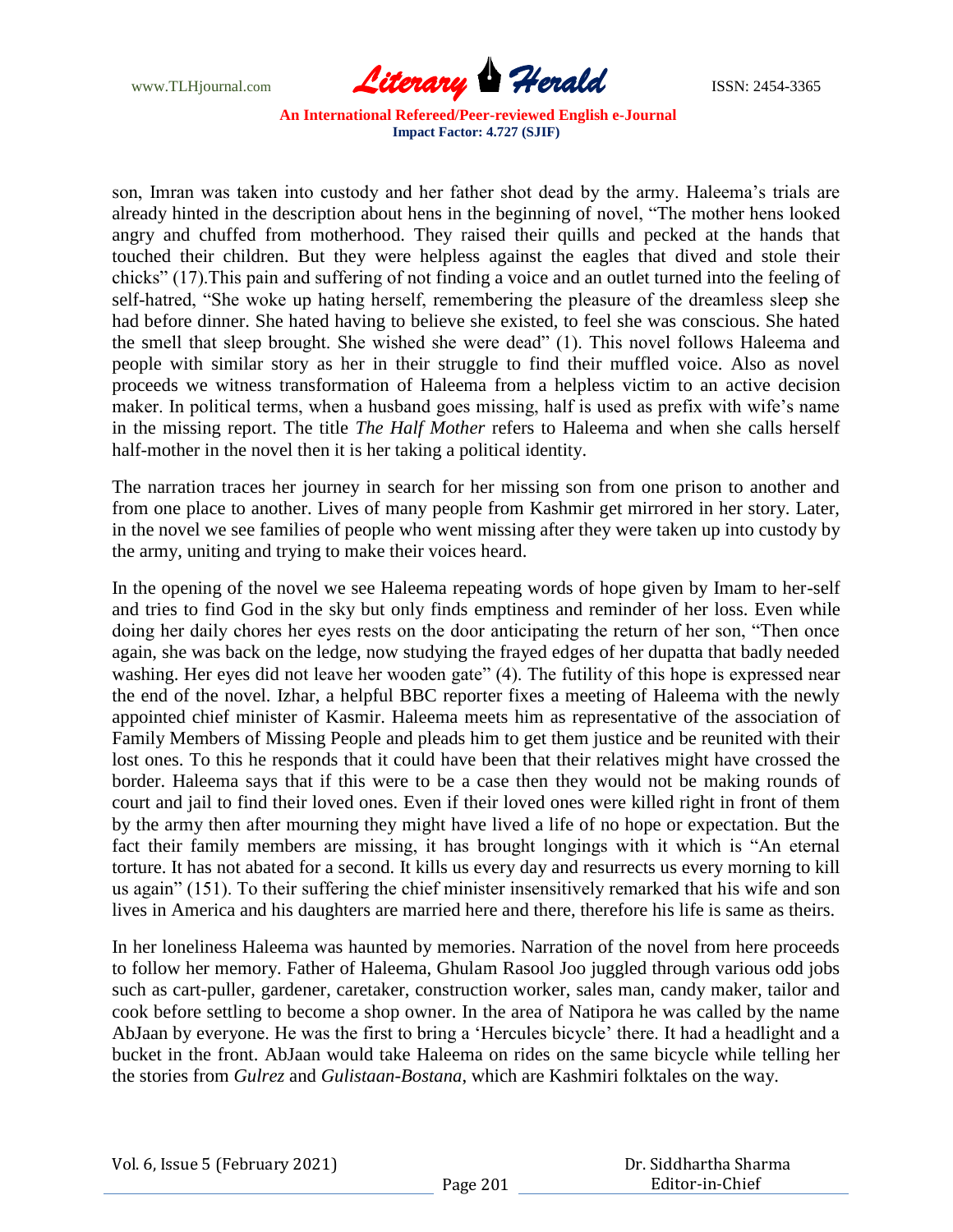son, Imran was taken into custody and her father shot dead by the army. Haleema's trials are already hinted in the description about hens in the beginning of novel, "The mother hens looked angry and chuffed from motherhood. They raised their quills and pecked at the hands that touched their children. But they were helpless against the eagles that dived and stole their chicks" (17).This pain and suffering of not finding a voice and an outlet turned into the feeling of self-hatred, "She woke up hating herself, remembering the pleasure of the dreamless sleep she had before dinner. She hated having to believe she existed, to feel she was conscious. She hated the smell that sleep brought. She wished she were dead" (1). This novel follows Haleema and people with similar story as her in their struggle to find their muffled voice. Also as novel proceeds we witness transformation of Haleema from a helpless victim to an active decision maker. In political terms, when a husband goes missing, half is used as prefix with wife's name in the missing report. The title *The Half Mother* refers to Haleema and when she calls herself half-mother in the novel then it is her taking a political identity.

The narration traces her journey in search for her missing son from one prison to another and from one place to another. Lives of many people from Kashmir get mirrored in her story. Later, in the novel we see families of people who went missing after they were taken up into custody by the army, uniting and trying to make their voices heard.

In the opening of the novel we see Haleema repeating words of hope given by Imam to her-self and tries to find God in the sky but only finds emptiness and reminder of her loss. Even while doing her daily chores her eyes rests on the door anticipating the return of her son, "Then once again, she was back on the ledge, now studying the frayed edges of her dupatta that badly needed washing. Her eyes did not leave her wooden gate" (4). The futility of this hope is expressed near the end of the novel. Izhar, a helpful BBC reporter fixes a meeting of Haleema with the newly appointed chief minister of Kasmir. Haleema meets him as representative of the association of Family Members of Missing People and pleads him to get them justice and be reunited with their lost ones. To this he responds that it could have been that their relatives might have crossed the border. Haleema says that if this were to be a case then they would not be making rounds of court and jail to find their loved ones. Even if their loved ones were killed right in front of them by the army then after mourning they might have lived a life of no hope or expectation. But the fact their family members are missing, it has brought longings with it which is "An eternal torture. It has not abated for a second. It kills us every day and resurrects us every morning to kill us again" (151). To their suffering the chief minister insensitively remarked that his wife and son lives in America and his daughters are married here and there, therefore his life is same as theirs.

In her loneliness Haleema was haunted by memories. Narration of the novel from here proceeds to follow her memory. Father of Haleema, Ghulam Rasool Joo juggled through various odd jobs such as cart-puller, gardener, caretaker, construction worker, sales man, candy maker, tailor and cook before settling to become a shop owner. In the area of Natipora he was called by the name AbJaan by everyone. He was the first to bring a 'Hercules bicycle' there. It had a headlight and a bucket in the front. AbJaan would take Haleema on rides on the same bicycle while telling her the stories from *Gulrez* and *Gulistaan-Bostana*, which are Kashmiri folktales on the way.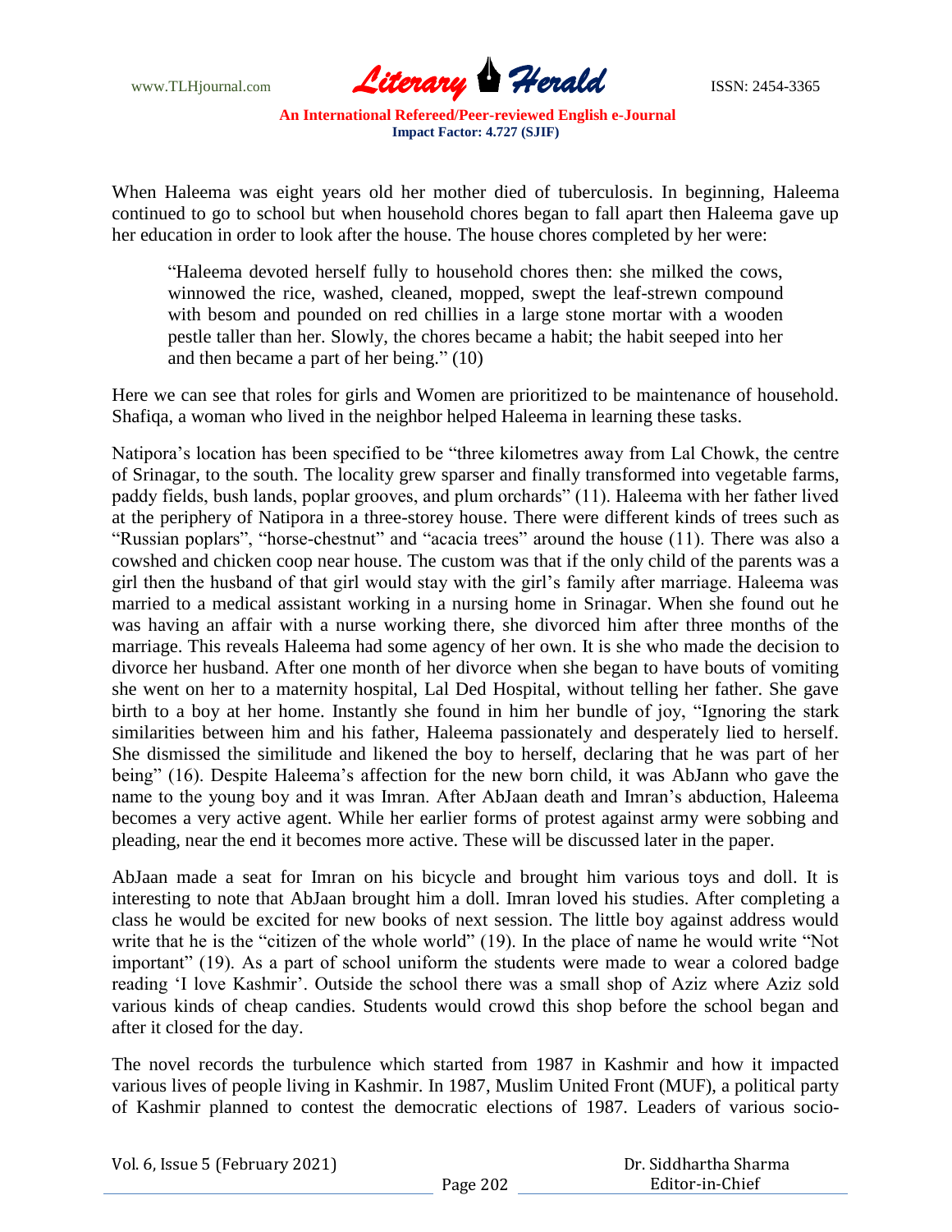When Haleema was eight years old her mother died of tuberculosis. In beginning, Haleema continued to go to school but when household chores began to fall apart then Haleema gave up her education in order to look after the house. The house chores completed by her were:

> "Haleema devoted herself fully to household chores then: she milked the cows, winnowed the rice, washed, cleaned, mopped, swept the leaf-strewn compound with besom and pounded on red chillies in a large stone mortar with a wooden pestle taller than her. Slowly, the chores became a habit; the habit seeped into her and then became a part of her being." (10)

Here we can see that roles for girls and Women are prioritized to be maintenance of household. Shafiqa, a woman who lived in the neighbor helped Haleema in learning these tasks.

Natipora's location has been specified to be "three kilometres away from Lal Chowk, the centre of Srinagar, to the south. The locality grew sparser and finally transformed into vegetable farms, paddy fields, bush lands, poplar grooves, and plum orchards" (11). Haleema with her father lived at the periphery of Natipora in a three-storey house. There were different kinds of trees such as "Russian poplars", "horse-chestnut" and "acacia trees" around the house (11). There was also a cowshed and chicken coop near house. The custom was that if the only child of the parents was a girl then the husband of that girl would stay with the girl's family after marriage. Haleema was married to a medical assistant working in a nursing home in Srinagar. When she found out he was having an affair with a nurse working there, she divorced him after three months of the marriage. This reveals Haleema had some agency of her own. It is she who made the decision to divorce her husband. After one month of her divorce when she began to have bouts of vomiting she went on her to a maternity hospital, Lal Ded Hospital, without telling her father. She gave birth to a boy at her home. Instantly she found in him her bundle of joy, "Ignoring the stark similarities between him and his father, Haleema passionately and desperately lied to herself. She dismissed the similitude and likened the boy to herself, declaring that he was part of her being" (16). Despite Haleema's affection for the new born child, it was AbJann who gave the name to the young boy and it was Imran. After AbJaan death and Imran's abduction, Haleema becomes a very active agent. While her earlier forms of protest against army were sobbing and pleading, near the end it becomes more active. These will be discussed later in the paper.

AbJaan made a seat for Imran on his bicycle and brought him various toys and doll. It is interesting to note that AbJaan brought him a doll. Imran loved his studies. After completing a class he would be excited for new books of next session. The little boy against address would write that he is the "citizen of the whole world" (19). In the place of name he would write "Not important" (19). As a part of school uniform the students were made to wear a colored badge reading 'I love Kashmir'. Outside the school there was a small shop of Aziz where Aziz sold various kinds of cheap candies. Students would crowd this shop before the school began and after it closed for the day.

The novel records the turbulence which started from 1987 in Kashmir and how it impacted various lives of people living in Kashmir. In 1987, Muslim United Front (MUF), a political party of Kashmir planned to contest the democratic elections of 1987. Leaders of various socio-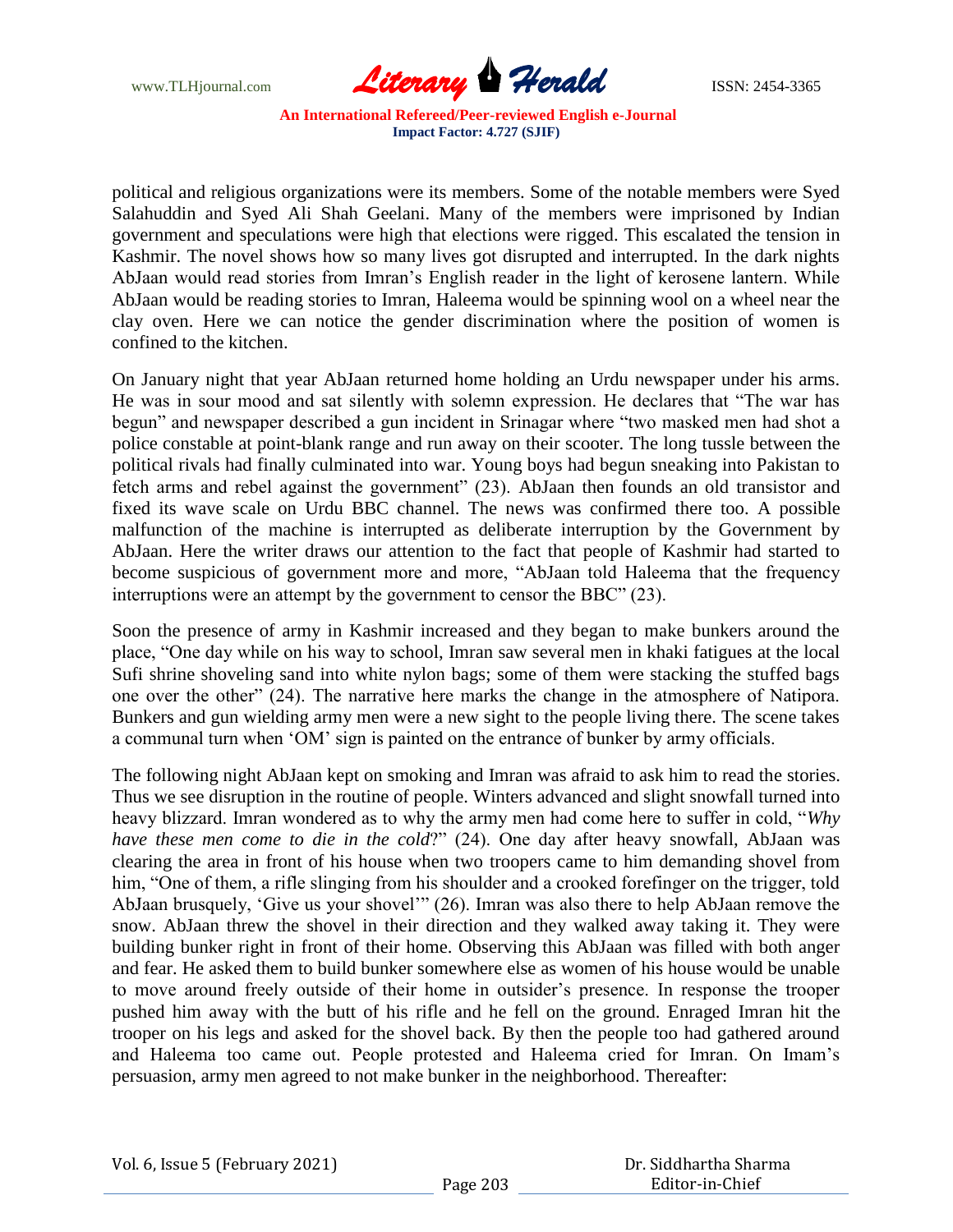political and religious organizations were its members. Some of the notable members were Syed Salahuddin and Syed Ali Shah Geelani. Many of the members were imprisoned by Indian government and speculations were high that elections were rigged. This escalated the tension in Kashmir. The novel shows how so many lives got disrupted and interrupted. In the dark nights AbJaan would read stories from Imran's English reader in the light of kerosene lantern. While AbJaan would be reading stories to Imran, Haleema would be spinning wool on a wheel near the clay oven. Here we can notice the gender discrimination where the position of women is confined to the kitchen.

On January night that year AbJaan returned home holding an Urdu newspaper under his arms. He was in sour mood and sat silently with solemn expression. He declares that "The war has begun" and newspaper described a gun incident in Srinagar where "two masked men had shot a police constable at point-blank range and run away on their scooter. The long tussle between the political rivals had finally culminated into war. Young boys had begun sneaking into Pakistan to fetch arms and rebel against the government" (23). AbJaan then founds an old transistor and fixed its wave scale on Urdu BBC channel. The news was confirmed there too. A possible malfunction of the machine is interrupted as deliberate interruption by the Government by AbJaan. Here the writer draws our attention to the fact that people of Kashmir had started to become suspicious of government more and more, "AbJaan told Haleema that the frequency interruptions were an attempt by the government to censor the BBC" (23).

Soon the presence of army in Kashmir increased and they began to make bunkers around the place, "One day while on his way to school, Imran saw several men in khaki fatigues at the local Sufi shrine shoveling sand into white nylon bags; some of them were stacking the stuffed bags one over the other" (24). The narrative here marks the change in the atmosphere of Natipora. Bunkers and gun wielding army men were a new sight to the people living there. The scene takes a communal turn when 'OM' sign is painted on the entrance of bunker by army officials.

The following night AbJaan kept on smoking and Imran was afraid to ask him to read the stories. Thus we see disruption in the routine of people. Winters advanced and slight snowfall turned into heavy blizzard. Imran wondered as to why the army men had come here to suffer in cold, "*Why have these men come to die in the cold*?" (24). One day after heavy snowfall, AbJaan was clearing the area in front of his house when two troopers came to him demanding shovel from him, "One of them, a rifle slinging from his shoulder and a crooked forefinger on the trigger, told AbJaan brusquely, 'Give us your shovel'" (26). Imran was also there to help AbJaan remove the snow. AbJaan threw the shovel in their direction and they walked away taking it. They were building bunker right in front of their home. Observing this AbJaan was filled with both anger and fear. He asked them to build bunker somewhere else as women of his house would be unable to move around freely outside of their home in outsider's presence. In response the trooper pushed him away with the butt of his rifle and he fell on the ground. Enraged Imran hit the trooper on his legs and asked for the shovel back. By then the people too had gathered around and Haleema too came out. People protested and Haleema cried for Imran. On Imam's persuasion, army men agreed to not make bunker in the neighborhood. Thereafter: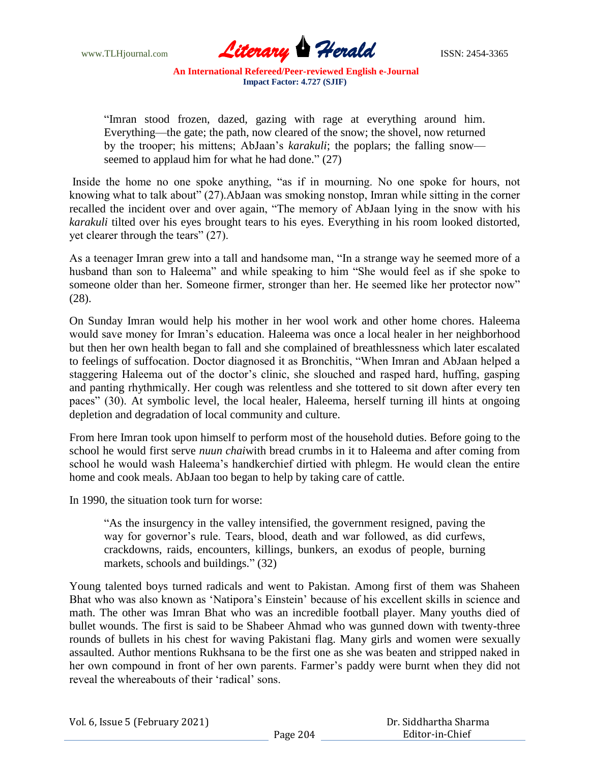> "Imran stood frozen, dazed, gazing with rage at everything around him. Everything—the gate; the path, now cleared of the snow; the shovel, now returned by the trooper; his mittens; AbJaan's *karakuli*; the poplars; the falling snow—seemed to applaud him for what he had done." (27)

Inside the home no one spoke anything, "as if in mourning. No one spoke for hours, not knowing what to talk about" (27).AbJaan was smoking nonstop, Imran while sitting in the corner recalled the incident over and over again, "The memory of AbJaan lying in the snow with his *karakuli* tilted over his eyes brought tears to his eyes. Everything in his room looked distorted, yet clearer through the tears" (27).

As a teenager Imran grew into a tall and handsome man, "In a strange way he seemed more of a husband than son to Haleema" and while speaking to him "She would feel as if she spoke to someone older than her. Someone firmer, stronger than her. He seemed like her protector now" (28).

On Sunday Imran would help his mother in her wool work and other home chores. Haleema would save money for Imran's education. Haleema was once a local healer in her neighborhood but then her own health began to fall and she complained of breathlessness which later escalated to feelings of suffocation. Doctor diagnosed it as Bronchitis, "When Imran and AbJaan helped a staggering Haleema out of the doctor's clinic, she slouched and rasped hard, huffing, gasping and panting rhythmically. Her cough was relentless and she tottered to sit down after every ten paces" (30). At symbolic level, the local healer, Haleema, herself turning ill hints at ongoing depletion and degradation of local community and culture.

From here Imran took upon himself to perform most of the household duties. Before going to the school he would first serve *nuun chai*with bread crumbs in it to Haleema and after coming from school he would wash Haleema's handkerchief dirtied with phlegm. He would clean the entire home and cook meals. AbJaan too began to help by taking care of cattle.

In 1990, the situation took turn for worse:

> "As the insurgency in the valley intensified, the government resigned, paving the way for governor's rule. Tears, blood, death and war followed, as did curfews, crackdowns, raids, encounters, killings, bunkers, an exodus of people, burning markets, schools and buildings." (32)

Young talented boys turned radicals and went to Pakistan. Among first of them was Shaheen Bhat who was also known as 'Natipora's Einstein' because of his excellent skills in science and math. The other was Imran Bhat who was an incredible football player. Many youths died of bullet wounds. The first is said to be Shabeer Ahmad who was gunned down with twenty-three rounds of bullets in his chest for waving Pakistani flag. Many girls and women were sexually assaulted. Author mentions Rukhsana to be the first one as she was beaten and stripped naked in her own compound in front of her own parents. Farmer's paddy were burnt when they did not reveal the whereabouts of their 'radical' sons.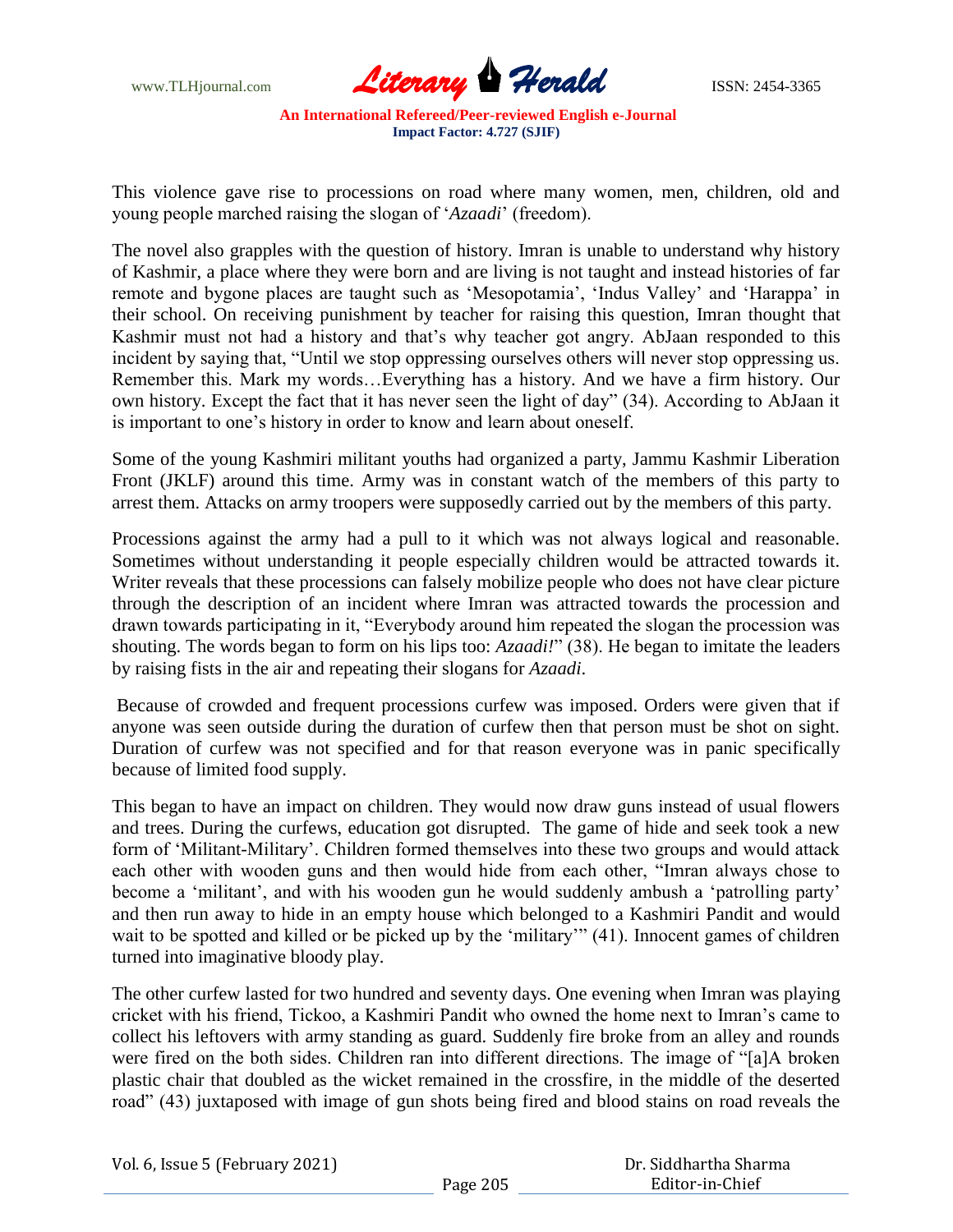This violence gave rise to processions on road where many women, men, children, old and young people marched raising the slogan of '*Azaadi*' (freedom).

The novel also grapples with the question of history. Imran is unable to understand why history of Kashmir, a place where they were born and are living is not taught and instead histories of far remote and bygone places are taught such as 'Mesopotamia', 'Indus Valley' and 'Harappa' in their school. On receiving punishment by teacher for raising this question, Imran thought that Kashmir must not had a history and that's why teacher got angry. AbJaan responded to this incident by saying that, "Until we stop oppressing ourselves others will never stop oppressing us. Remember this. Mark my words…Everything has a history. And we have a firm history. Our own history. Except the fact that it has never seen the light of day" (34). According to AbJaan it is important to one's history in order to know and learn about oneself.

Some of the young Kashmiri militant youths had organized a party, Jammu Kashmir Liberation Front (JKLF) around this time. Army was in constant watch of the members of this party to arrest them. Attacks on army troopers were supposedly carried out by the members of this party.

Processions against the army had a pull to it which was not always logical and reasonable. Sometimes without understanding it people especially children would be attracted towards it. Writer reveals that these processions can falsely mobilize people who does not have clear picture through the description of an incident where Imran was attracted towards the procession and drawn towards participating in it, "Everybody around him repeated the slogan the procession was shouting. The words began to form on his lips too: *Azaadi!*" (38). He began to imitate the leaders by raising fists in the air and repeating their slogans for *Azaadi*.

Because of crowded and frequent processions curfew was imposed. Orders were given that if anyone was seen outside during the duration of curfew then that person must be shot on sight. Duration of curfew was not specified and for that reason everyone was in panic specifically because of limited food supply.

This began to have an impact on children. They would now draw guns instead of usual flowers and trees. During the curfews, education got disrupted. The game of hide and seek took a new form of 'Militant-Military'. Children formed themselves into these two groups and would attack each other with wooden guns and then would hide from each other, "Imran always chose to become a 'militant', and with his wooden gun he would suddenly ambush a 'patrolling party' and then run away to hide in an empty house which belonged to a Kashmiri Pandit and would wait to be spotted and killed or be picked up by the 'military'" (41). Innocent games of children turned into imaginative bloody play.

The other curfew lasted for two hundred and seventy days. One evening when Imran was playing cricket with his friend, Tickoo, a Kashmiri Pandit who owned the home next to Imran's came to collect his leftovers with army standing as guard. Suddenly fire broke from an alley and rounds were fired on the both sides. Children ran into different directions. The image of "[a]A broken plastic chair that doubled as the wicket remained in the crossfire, in the middle of the deserted road" (43) juxtaposed with image of gun shots being fired and blood stains on road reveals the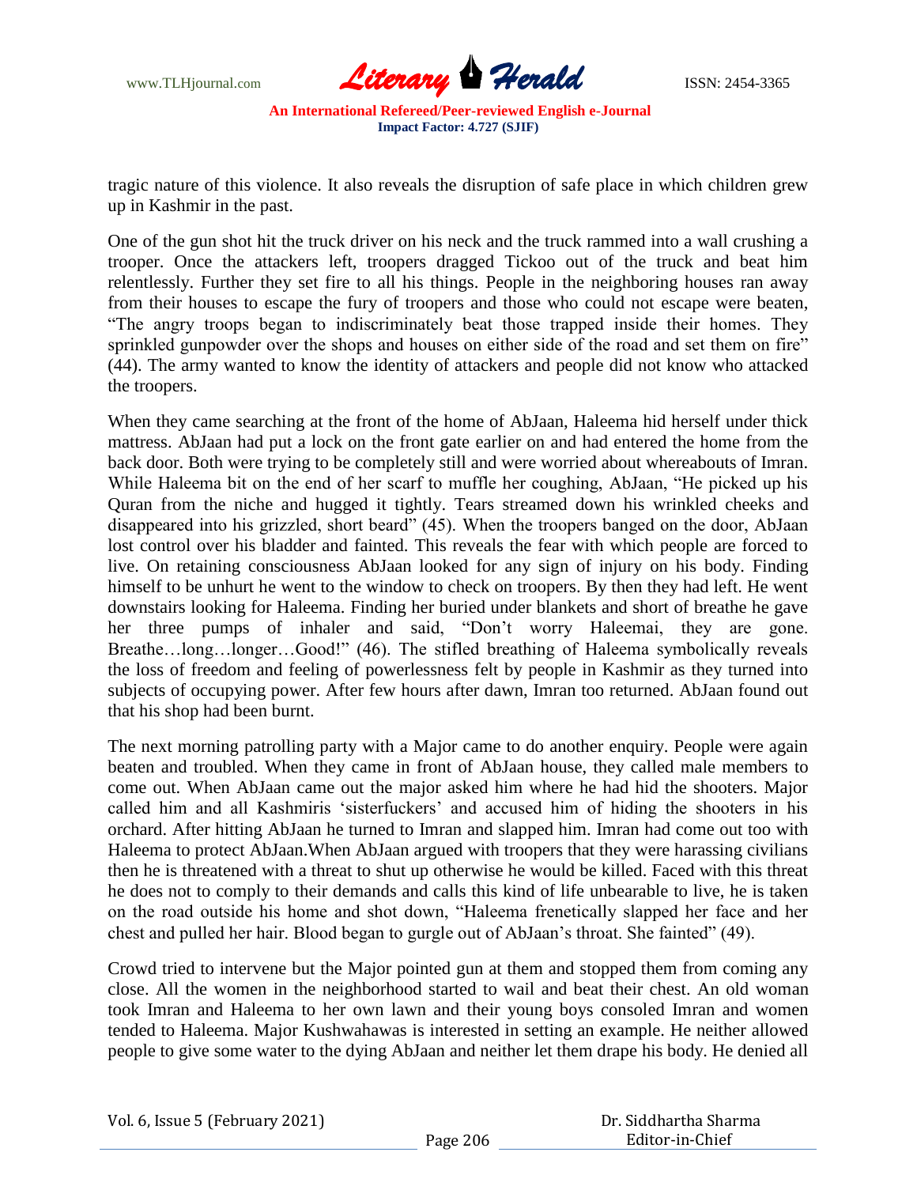tragic nature of this violence. It also reveals the disruption of safe place in which children grew up in Kashmir in the past.

One of the gun shot hit the truck driver on his neck and the truck rammed into a wall crushing a trooper. Once the attackers left, troopers dragged Tickoo out of the truck and beat him relentlessly. Further they set fire to all his things. People in the neighboring houses ran away from their houses to escape the fury of troopers and those who could not escape were beaten, "The angry troops began to indiscriminately beat those trapped inside their homes. They sprinkled gunpowder over the shops and houses on either side of the road and set them on fire" (44). The army wanted to know the identity of attackers and people did not know who attacked the troopers.

When they came searching at the front of the home of AbJaan, Haleema hid herself under thick mattress. AbJaan had put a lock on the front gate earlier on and had entered the home from the back door. Both were trying to be completely still and were worried about whereabouts of Imran. While Haleema bit on the end of her scarf to muffle her coughing, AbJaan, "He picked up his Quran from the niche and hugged it tightly. Tears streamed down his wrinkled cheeks and disappeared into his grizzled, short beard" (45). When the troopers banged on the door, AbJaan lost control over his bladder and fainted. This reveals the fear with which people are forced to live. On retaining consciousness AbJaan looked for any sign of injury on his body. Finding himself to be unhurt he went to the window to check on troopers. By then they had left. He went downstairs looking for Haleema. Finding her buried under blankets and short of breathe he gave her three pumps of inhaler and said, "Don't worry Haleemai, they are gone. Breathe…long…longer…Good!" (46). The stifled breathing of Haleema symbolically reveals the loss of freedom and feeling of powerlessness felt by people in Kashmir as they turned into subjects of occupying power. After few hours after dawn, Imran too returned. AbJaan found out that his shop had been burnt.

The next morning patrolling party with a Major came to do another enquiry. People were again beaten and troubled. When they came in front of AbJaan house, they called male members to come out. When AbJaan came out the major asked him where he had hid the shooters. Major called him and all Kashmiris 'sisterfuckers' and accused him of hiding the shooters in his orchard. After hitting AbJaan he turned to Imran and slapped him. Imran had come out too with Haleema to protect AbJaan.When AbJaan argued with troopers that they were harassing civilians then he is threatened with a threat to shut up otherwise he would be killed. Faced with this threat he does not to comply to their demands and calls this kind of life unbearable to live, he is taken on the road outside his home and shot down, "Haleema frenetically slapped her face and her chest and pulled her hair. Blood began to gurgle out of AbJaan's throat. She fainted" (49).

Crowd tried to intervene but the Major pointed gun at them and stopped them from coming any close. All the women in the neighborhood started to wail and beat their chest. An old woman took Imran and Haleema to her own lawn and their young boys consoled Imran and women tended to Haleema. Major Kushwahawas is interested in setting an example. He neither allowed people to give some water to the dying AbJaan and neither let them drape his body. He denied all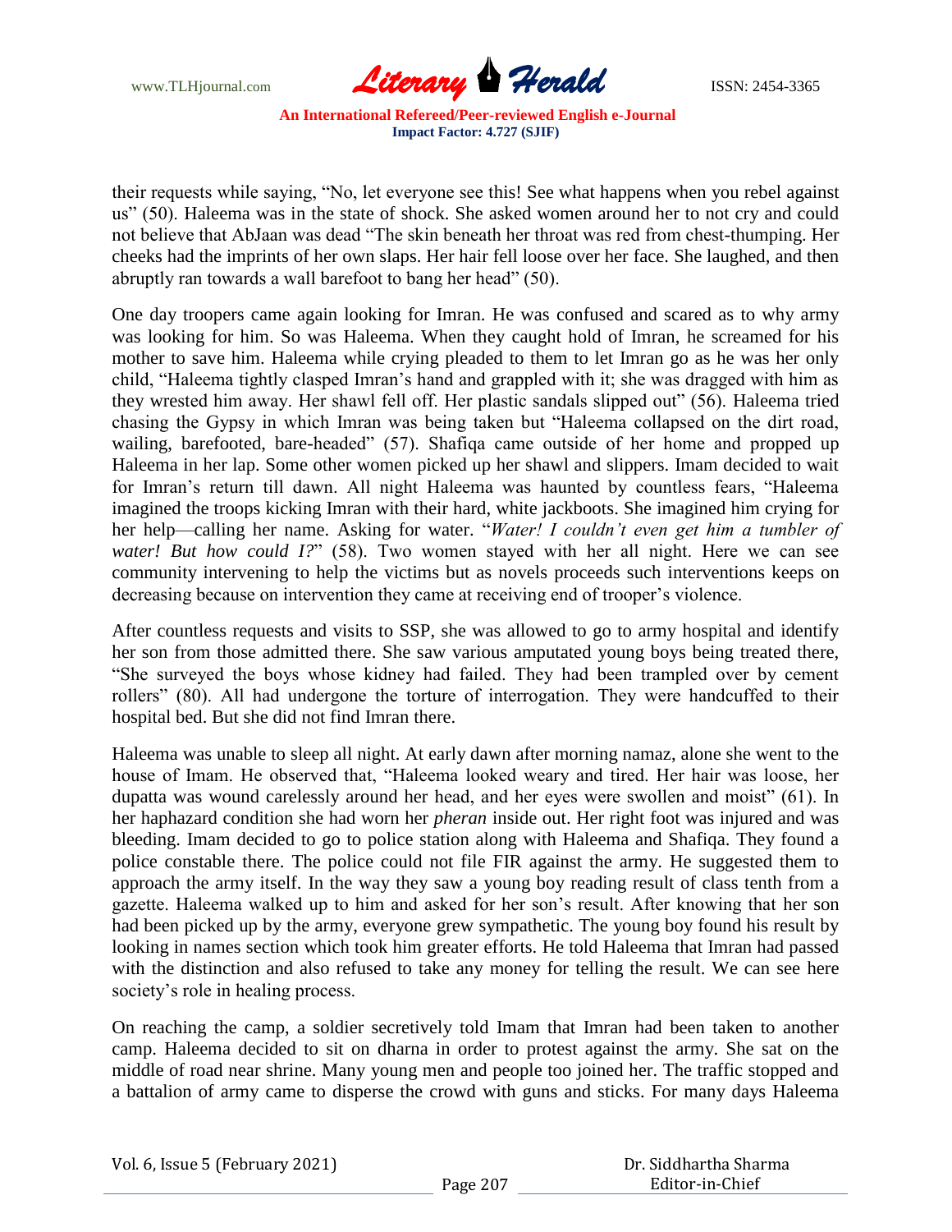their requests while saying, "No, let everyone see this! See what happens when you rebel against us" (50). Haleema was in the state of shock. She asked women around her to not cry and could not believe that AbJaan was dead "The skin beneath her throat was red from chest-thumping. Her cheeks had the imprints of her own slaps. Her hair fell loose over her face. She laughed, and then abruptly ran towards a wall barefoot to bang her head" (50).

One day troopers came again looking for Imran. He was confused and scared as to why army was looking for him. So was Haleema. When they caught hold of Imran, he screamed for his mother to save him. Haleema while crying pleaded to them to let Imran go as he was her only child, "Haleema tightly clasped Imran's hand and grappled with it; she was dragged with him as they wrested him away. Her shawl fell off. Her plastic sandals slipped out" (56). Haleema tried chasing the Gypsy in which Imran was being taken but "Haleema collapsed on the dirt road, wailing, barefooted, bare-headed" (57). Shafiqa came outside of her home and propped up Haleema in her lap. Some other women picked up her shawl and slippers. Imam decided to wait for Imran's return till dawn. All night Haleema was haunted by countless fears, "Haleema imagined the troops kicking Imran with their hard, white jackboots. She imagined him crying for her help—calling her name. Asking for water. "*Water! I couldn't even get him a tumbler of water! But how could I?*" (58). Two women stayed with her all night. Here we can see community intervening to help the victims but as novels proceeds such interventions keeps on decreasing because on intervention they came at receiving end of trooper's violence.

After countless requests and visits to SSP, she was allowed to go to army hospital and identify her son from those admitted there. She saw various amputated young boys being treated there, "She surveyed the boys whose kidney had failed. They had been trampled over by cement rollers" (80). All had undergone the torture of interrogation. They were handcuffed to their hospital bed. But she did not find Imran there.

Haleema was unable to sleep all night. At early dawn after morning namaz, alone she went to the house of Imam. He observed that, "Haleema looked weary and tired. Her hair was loose, her dupatta was wound carelessly around her head, and her eyes were swollen and moist" (61). In her haphazard condition she had worn her *pheran* inside out. Her right foot was injured and was bleeding. Imam decided to go to police station along with Haleema and Shafiqa. They found a police constable there. The police could not file FIR against the army. He suggested them to approach the army itself. In the way they saw a young boy reading result of class tenth from a gazette. Haleema walked up to him and asked for her son's result. After knowing that her son had been picked up by the army, everyone grew sympathetic. The young boy found his result by looking in names section which took him greater efforts. He told Haleema that Imran had passed with the distinction and also refused to take any money for telling the result. We can see here society's role in healing process.

On reaching the camp, a soldier secretively told Imam that Imran had been taken to another camp. Haleema decided to sit on dharna in order to protest against the army. She sat on the middle of road near shrine. Many young men and people too joined her. The traffic stopped and a battalion of army came to disperse the crowd with guns and sticks. For many days Haleema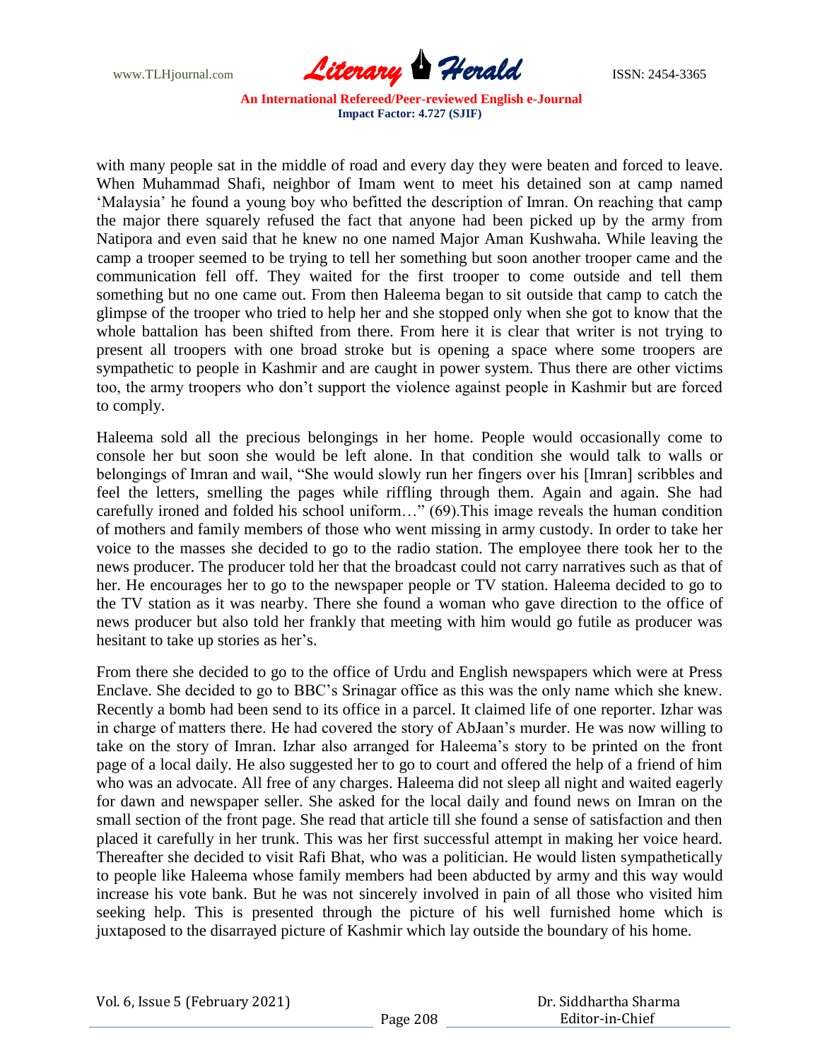with many people sat in the middle of road and every day they were beaten and forced to leave. When Muhammad Shafi, neighbor of Imam went to meet his detained son at camp named 'Malaysia' he found a young boy who befitted the description of Imran. On reaching that camp the major there squarely refused the fact that anyone had been picked up by the army from Natipora and even said that he knew no one named Major Aman Kushwaha. While leaving the camp a trooper seemed to be trying to tell her something but soon another trooper came and the communication fell off. They waited for the first trooper to come outside and tell them something but no one came out. From then Haleema began to sit outside that camp to catch the glimpse of the trooper who tried to help her and she stopped only when she got to know that the whole battalion has been shifted from there. From here it is clear that writer is not trying to present all troopers with one broad stroke but is opening a space where some troopers are sympathetic to people in Kashmir and are caught in power system. Thus there are other victims too, the army troopers who don't support the violence against people in Kashmir but are forced to comply.

Haleema sold all the precious belongings in her home. People would occasionally come to console her but soon she would be left alone. In that condition she would talk to walls or belongings of Imran and wail, "She would slowly run her fingers over his [Imran] scribbles and feel the letters, smelling the pages while riffling through them. Again and again. She had carefully ironed and folded his school uniform…" (69).This image reveals the human condition of mothers and family members of those who went missing in army custody. In order to take her voice to the masses she decided to go to the radio station. The employee there took her to the news producer. The producer told her that the broadcast could not carry narratives such as that of her. He encourages her to go to the newspaper people or TV station. Haleema decided to go to the TV station as it was nearby. There she found a woman who gave direction to the office of news producer but also told her frankly that meeting with him would go futile as producer was hesitant to take up stories as her's.

From there she decided to go to the office of Urdu and English newspapers which were at Press Enclave. She decided to go to BBC's Srinagar office as this was the only name which she knew. Recently a bomb had been send to its office in a parcel. It claimed life of one reporter. Izhar was in charge of matters there. He had covered the story of AbJaan's murder. He was now willing to take on the story of Imran. Izhar also arranged for Haleema's story to be printed on the front page of a local daily. He also suggested her to go to court and offered the help of a friend of him who was an advocate. All free of any charges. Haleema did not sleep all night and waited eagerly for dawn and newspaper seller. She asked for the local daily and found news on Imran on the small section of the front page. She read that article till she found a sense of satisfaction and then placed it carefully in her trunk. This was her first successful attempt in making her voice heard. Thereafter she decided to visit Rafi Bhat, who was a politician. He would listen sympathetically to people like Haleema whose family members had been abducted by army and this way would increase his vote bank. But he was not sincerely involved in pain of all those who visited him seeking help. This is presented through the picture of his well furnished home which is juxtaposed to the disarrayed picture of Kashmir which lay outside the boundary of his home.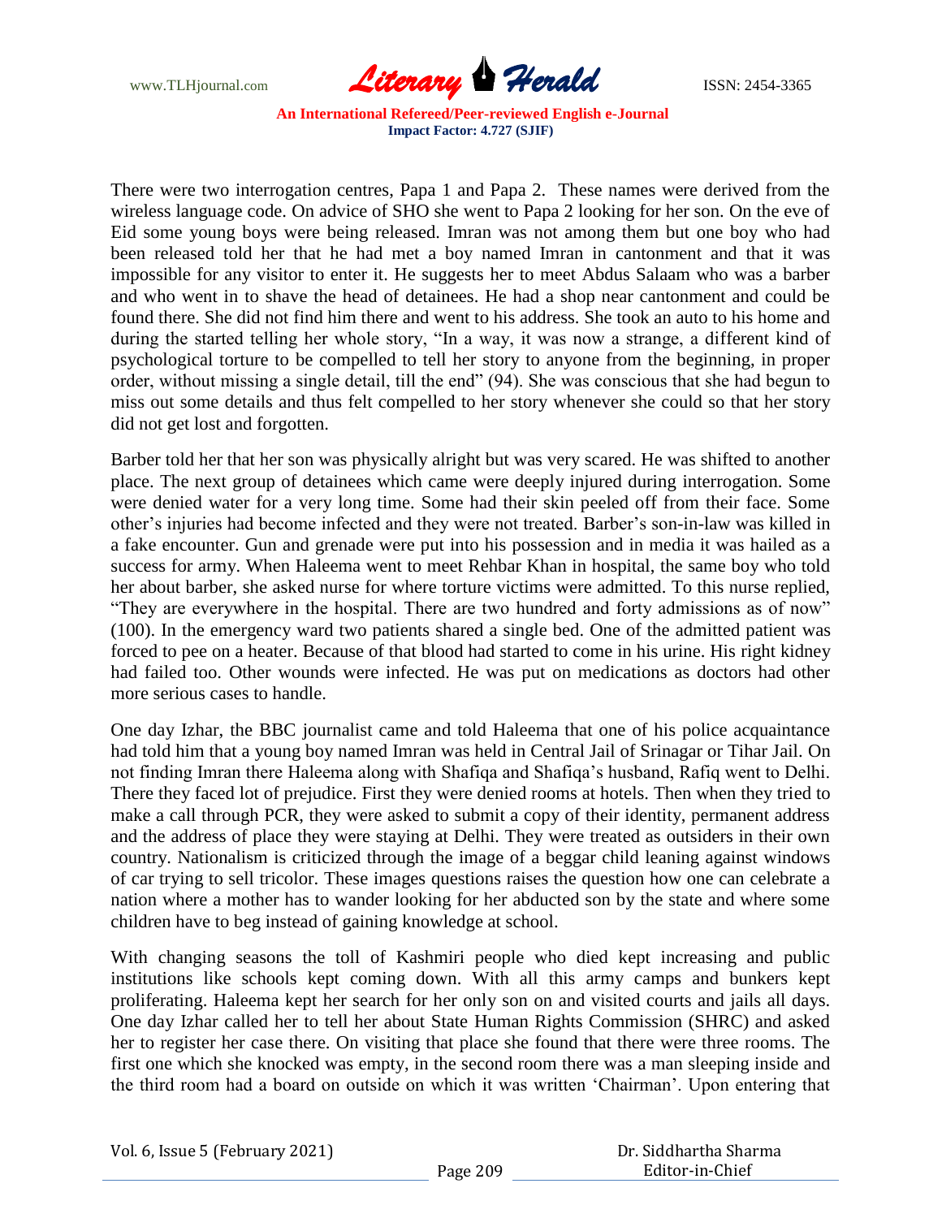There were two interrogation centres, Papa 1 and Papa 2. These names were derived from the wireless language code. On advice of SHO she went to Papa 2 looking for her son. On the eve of Eid some young boys were being released. Imran was not among them but one boy who had been released told her that he had met a boy named Imran in cantonment and that it was impossible for any visitor to enter it. He suggests her to meet Abdus Salaam who was a barber and who went in to shave the head of detainees. He had a shop near cantonment and could be found there. She did not find him there and went to his address. She took an auto to his home and during the started telling her whole story, "In a way, it was now a strange, a different kind of psychological torture to be compelled to tell her story to anyone from the beginning, in proper order, without missing a single detail, till the end" (94). She was conscious that she had begun to miss out some details and thus felt compelled to her story whenever she could so that her story did not get lost and forgotten.

Barber told her that her son was physically alright but was very scared. He was shifted to another place. The next group of detainees which came were deeply injured during interrogation. Some were denied water for a very long time. Some had their skin peeled off from their face. Some other's injuries had become infected and they were not treated. Barber's son-in-law was killed in a fake encounter. Gun and grenade were put into his possession and in media it was hailed as a success for army. When Haleema went to meet Rehbar Khan in hospital, the same boy who told her about barber, she asked nurse for where torture victims were admitted. To this nurse replied, "They are everywhere in the hospital. There are two hundred and forty admissions as of now" (100). In the emergency ward two patients shared a single bed. One of the admitted patient was forced to pee on a heater. Because of that blood had started to come in his urine. His right kidney had failed too. Other wounds were infected. He was put on medications as doctors had other more serious cases to handle.

One day Izhar, the BBC journalist came and told Haleema that one of his police acquaintance had told him that a young boy named Imran was held in Central Jail of Srinagar or Tihar Jail. On not finding Imran there Haleema along with Shafiqa and Shafiqa's husband, Rafiq went to Delhi. There they faced lot of prejudice. First they were denied rooms at hotels. Then when they tried to make a call through PCR, they were asked to submit a copy of their identity, permanent address and the address of place they were staying at Delhi. They were treated as outsiders in their own country. Nationalism is criticized through the image of a beggar child leaning against windows of car trying to sell tricolor. These images questions raises the question how one can celebrate a nation where a mother has to wander looking for her abducted son by the state and where some children have to beg instead of gaining knowledge at school.

With changing seasons the toll of Kashmiri people who died kept increasing and public institutions like schools kept coming down. With all this army camps and bunkers kept proliferating. Haleema kept her search for her only son on and visited courts and jails all days. One day Izhar called her to tell her about State Human Rights Commission (SHRC) and asked her to register her case there. On visiting that place she found that there were three rooms. The first one which she knocked was empty, in the second room there was a man sleeping inside and the third room had a board on outside on which it was written 'Chairman'. Upon entering that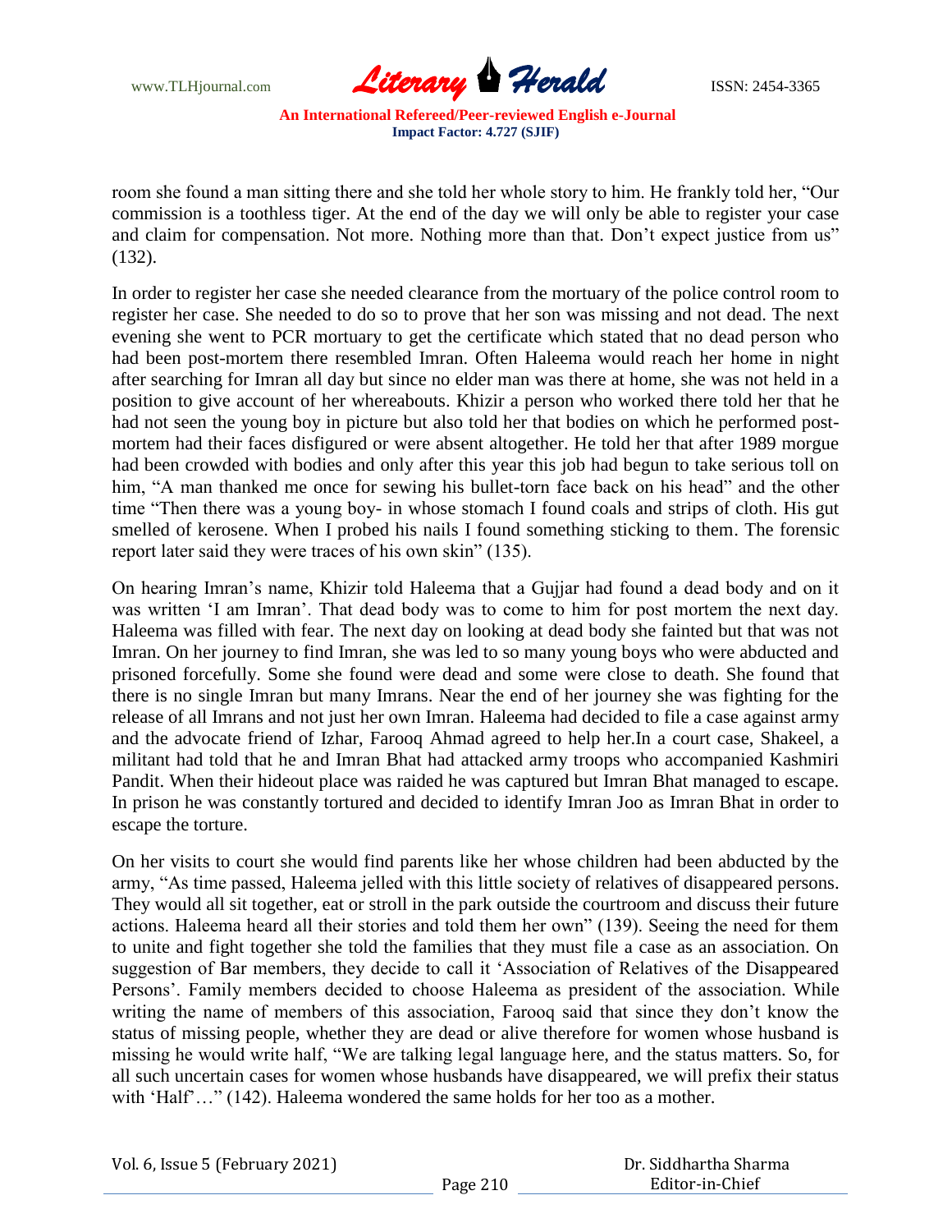room she found a man sitting there and she told her whole story to him. He frankly told her, "Our commission is a toothless tiger. At the end of the day we will only be able to register your case and claim for compensation. Not more. Nothing more than that. Don't expect justice from us" (132).

In order to register her case she needed clearance from the mortuary of the police control room to register her case. She needed to do so to prove that her son was missing and not dead. The next evening she went to PCR mortuary to get the certificate which stated that no dead person who had been post-mortem there resembled Imran. Often Haleema would reach her home in night after searching for Imran all day but since no elder man was there at home, she was not held in a position to give account of her whereabouts. Khizir a person who worked there told her that he had not seen the young boy in picture but also told her that bodies on which he performed post-mortem had their faces disfigured or were absent altogether. He told her that after 1989 morgue had been crowded with bodies and only after this year this job had begun to take serious toll on him, "A man thanked me once for sewing his bullet-torn face back on his head" and the other time "Then there was a young boy- in whose stomach I found coals and strips of cloth. His gut smelled of kerosene. When I probed his nails I found something sticking to them. The forensic report later said they were traces of his own skin" (135).

On hearing Imran's name, Khizir told Haleema that a Gujjar had found a dead body and on it was written 'I am Imran'. That dead body was to come to him for post mortem the next day. Haleema was filled with fear. The next day on looking at dead body she fainted but that was not Imran. On her journey to find Imran, she was led to so many young boys who were abducted and prisoned forcefully. Some she found were dead and some were close to death. She found that there is no single Imran but many Imrans. Near the end of her journey she was fighting for the release of all Imrans and not just her own Imran. Haleema had decided to file a case against army and the advocate friend of Izhar, Farooq Ahmad agreed to help her.In a court case, Shakeel, a militant had told that he and Imran Bhat had attacked army troops who accompanied Kashmiri Pandit. When their hideout place was raided he was captured but Imran Bhat managed to escape. In prison he was constantly tortured and decided to identify Imran Joo as Imran Bhat in order to escape the torture.

On her visits to court she would find parents like her whose children had been abducted by the army, "As time passed, Haleema jelled with this little society of relatives of disappeared persons. They would all sit together, eat or stroll in the park outside the courtroom and discuss their future actions. Haleema heard all their stories and told them her own" (139). Seeing the need for them to unite and fight together she told the families that they must file a case as an association. On suggestion of Bar members, they decide to call it 'Association of Relatives of the Disappeared Persons'. Family members decided to choose Haleema as president of the association. While writing the name of members of this association, Farooq said that since they don't know the status of missing people, whether they are dead or alive therefore for women whose husband is missing he would write half, "We are talking legal language here, and the status matters. So, for all such uncertain cases for women whose husbands have disappeared, we will prefix their status with 'Half'…" (142). Haleema wondered the same holds for her too as a mother.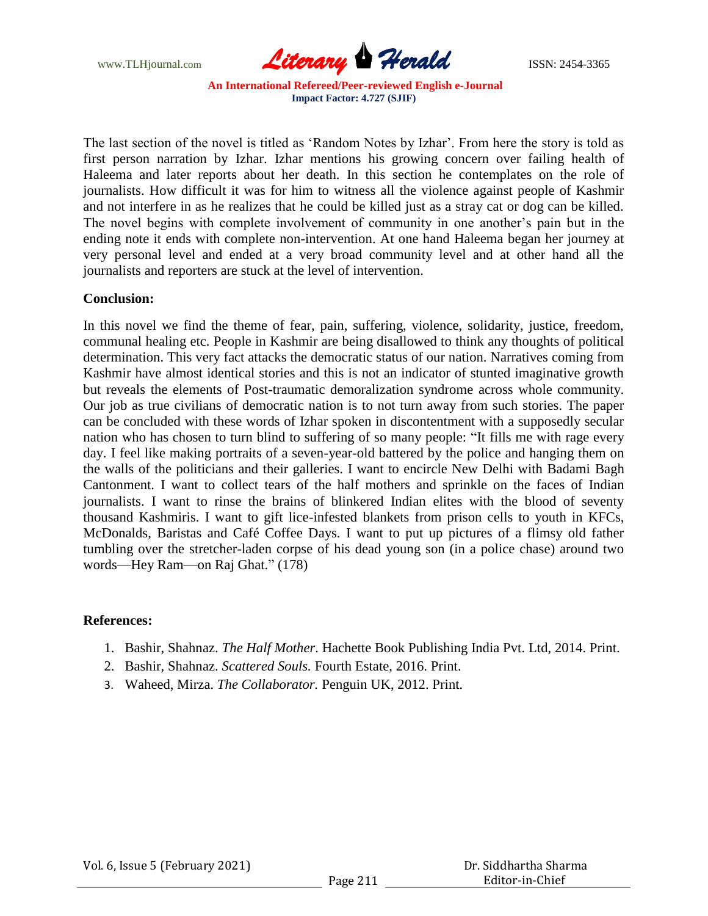The last section of the novel is titled as 'Random Notes by Izhar'. From here the story is told as first person narration by Izhar. Izhar mentions his growing concern over failing health of Haleema and later reports about her death. In this section he contemplates on the role of journalists. How difficult it was for him to witness all the violence against people of Kashmir and not interfere in as he realizes that he could be killed just as a stray cat or dog can be killed. The novel begins with complete involvement of community in one another's pain but in the ending note it ends with complete non-intervention. At one hand Haleema began her journey at very personal level and ended at a very broad community level and at other hand all the journalists and reporters are stuck at the level of intervention.

**Conclusion:**

In this novel we find the theme of fear, pain, suffering, violence, solidarity, justice, freedom, communal healing etc. People in Kashmir are being disallowed to think any thoughts of political determination. This very fact attacks the democratic status of our nation. Narratives coming from Kashmir have almost identical stories and this is not an indicator of stunted imaginative growth but reveals the elements of Post-traumatic demoralization syndrome across whole community. Our job as true civilians of democratic nation is to not turn away from such stories. The paper can be concluded with these words of Izhar spoken in discontentment with a supposedly secular nation who has chosen to turn blind to suffering of so many people: "It fills me with rage every day. I feel like making portraits of a seven-year-old battered by the police and hanging them on the walls of the politicians and their galleries. I want to encircle New Delhi with Badami Bagh Cantonment. I want to collect tears of the half mothers and sprinkle on the faces of Indian journalists. I want to rinse the brains of blinkered Indian elites with the blood of seventy thousand Kashmiris. I want to gift lice-infested blankets from prison cells to youth in KFCs, McDonalds, Baristas and Café Coffee Days. I want to put up pictures of a flimsy old father tumbling over the stretcher-laden corpse of his dead young son (in a police chase) around two words—Hey Ram—on Raj Ghat." (178)

**References:**

1. Bashir, Shahnaz. *The Half Mother*. Hachette Book Publishing India Pvt. Ltd, 2014. Print.
2. Bashir, Shahnaz. *Scattered Souls.* Fourth Estate, 2016. Print.
3. Waheed, Mirza. *The Collaborator.* Penguin UK, 2012. Print.